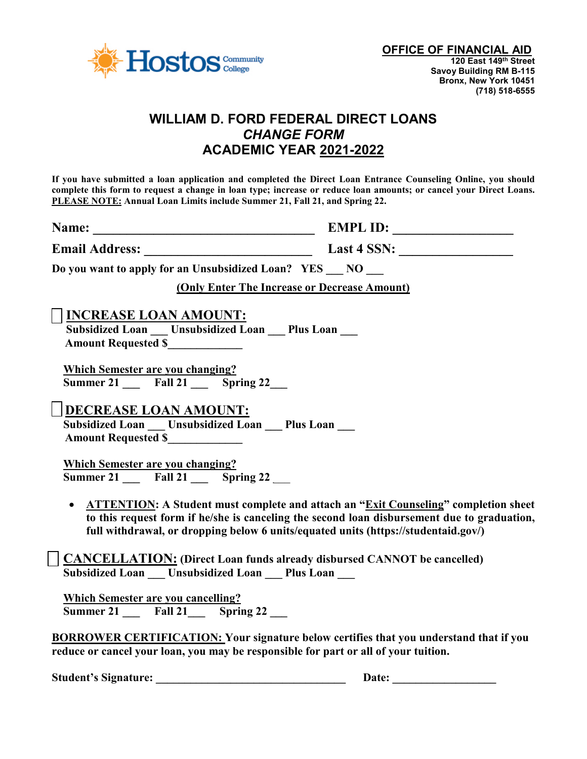**OFFICE OF FINANCIAL AID**
120 East 149th Street
Savoy Building RM B-115
Bronx, New York 10451
(718) 518-6555

# WILLIAM D. FORD FEDERAL DIRECT LOANS
## *CHANGE FORM*
## ACADEMIC YEAR 2021-2022

**If you have submitted a loan application and completed the Direct Loan Entrance Counseling Online, you should complete this form to request a change in loan type; increase or reduce loan amounts; or cancel your Direct Loans. PLEASE NOTE: Annual Loan Limits include Summer 21, Fall 21, and Spring 22.**

**Name:** ___________________________________ **EMPL ID:** ___________________

**Email Address:** ___________________________ **Last 4 SSN:** _________________

**Do you want to apply for an Unsubsidized Loan? YES ___ NO ___**

**(Only Enter The Increase or Decrease Amount)**

☐ **INCREASE LOAN AMOUNT:**
**Subsidized Loan ___ Unsubsidized Loan ___ Plus Loan ___**
**Amount Requested $_____________**

**Which Semester are you changing?**
**Summer 21 ___ Fall 21 ___ Spring 22___**

☐ **DECREASE LOAN AMOUNT:**
**Subsidized Loan ___ Unsubsidized Loan ___ Plus Loan ___**
**Amount Requested $_____________**

**Which Semester are you changing?**
**Summer 21 ___ Fall 21 ___ Spring 22 ___**

- **ATTENTION: A Student must complete and attach an "Exit Counseling" completion sheet to this request form if he/she is canceling the second loan disbursement due to graduation, full withdrawal, or dropping below 6 units/equated units (https://studentaid.gov/)**

☐ **CANCELLATION: (Direct Loan funds already disbursed CANNOT be cancelled)**
**Subsidized Loan ___ Unsubsidized Loan ___ Plus Loan ___**

**Which Semester are you cancelling?**
**Summer 21 ___ Fall 21___ Spring 22 ___**

**BORROWER CERTIFICATION: Your signature below certifies that you understand that if you reduce or cancel your loan, you may be responsible for part or all of your tuition.**

**Student's Signature:** _________________________________ **Date:** __________________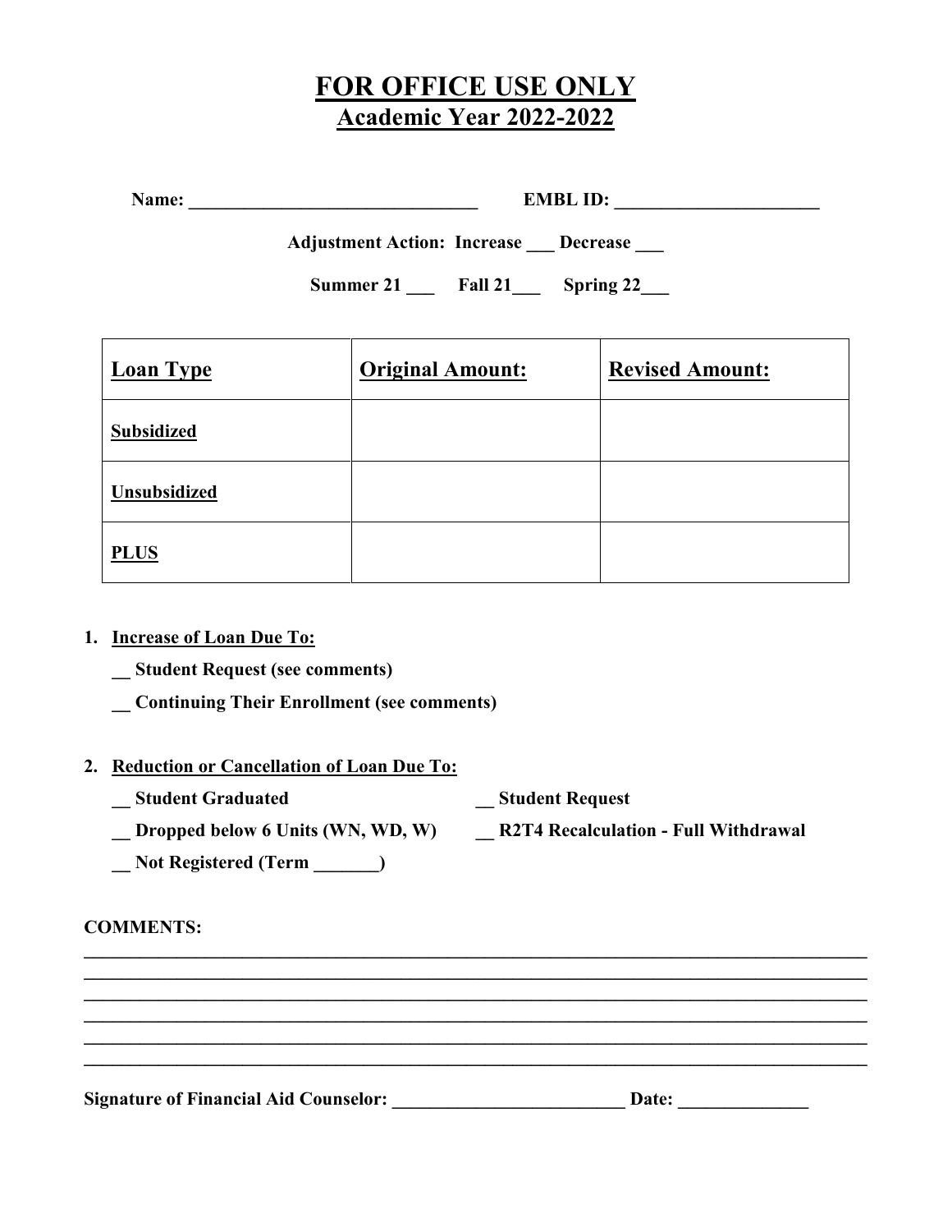# FOR OFFICE USE ONLY
## Academic Year 2022-2022

**Name: _______________________________ EMBL ID: ______________________**

**Adjustment Action: Increase ___ Decrease ___**

**Summer 21 ___ Fall 21___ Spring 22___**

| Loan Type | Original Amount: | Revised Amount: |
|---|---|---|
| Subsidized | | |
| Unsubsidized | | |
| PLUS | | |

1. **Increase of Loan Due To:**
   - **__ Student Request (see comments)**
   - **__ Continuing Their Enrollment (see comments)**

2. **Reduction or Cancellation of Loan Due To:**
   - **__ Student Graduated**
   - **__ Student Request**
   - **__ Dropped below 6 Units (WN, WD, W)**
   - **__ R2T4 Recalculation - Full Withdrawal**
   - **__ Not Registered (Term _______)**

**COMMENTS:**

______________________________________________________________________________

______________________________________________________________________________

______________________________________________________________________________

______________________________________________________________________________

______________________________________________________________________________

______________________________________________________________________________

**Signature of Financial Aid Counselor: __________________________ Date: ______________**